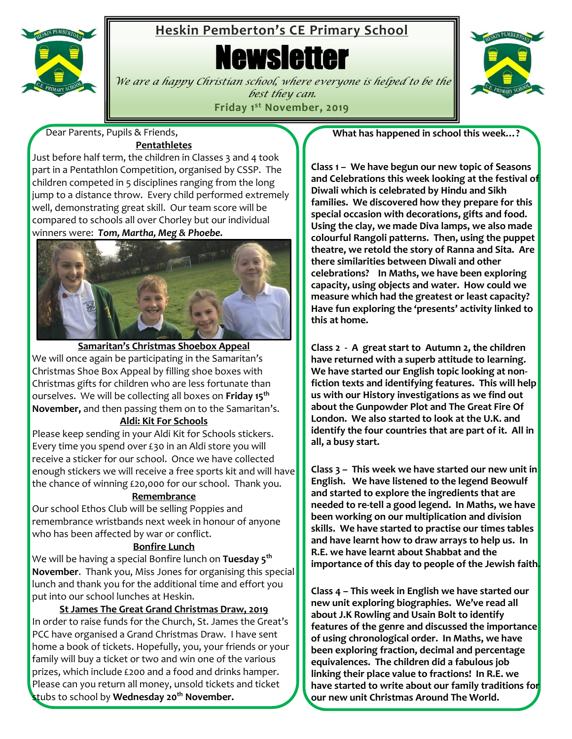# Heskin Pemberton's CE Primary School

# Newsletter

*We are a happy Christian school, where everyone is helped to be the best they can.*

**Friday 1st November, 2019**

Dear Parents, Pupils & Friends,

## Pentathletes

Just before half term, the children in Classes 3 and 4 took part in a Pentathlon Competition, organised by CSSP. The children competed in 5 disciplines ranging from the long jump to a distance throw. Every child performed extremely well, demonstrating great skill. Our team score will be compared to schools all over Chorley but our individual winners were: ***Tom, Martha, Meg & Phoebe.***

## Samaritan's Christmas Shoebox Appeal

We will once again be participating in the Samaritan's Christmas Shoe Box Appeal by filling shoe boxes with Christmas gifts for children who are less fortunate than ourselves. We will be collecting all boxes on **Friday 15th November,** and then passing them on to the Samaritan's.

## Aldi: Kit For Schools

Please keep sending in your Aldi Kit for Schools stickers. Every time you spend over £30 in an Aldi store you will receive a sticker for our school. Once we have collected enough stickers we will receive a free sports kit and will have the chance of winning £20,000 for our school. Thank you.

## Remembrance

Our school Ethos Club will be selling Poppies and remembrance wristbands next week in honour of anyone who has been affected by war or conflict.

## Bonfire Lunch

We will be having a special Bonfire lunch on **Tuesday 5th November**. Thank you, Miss Jones for organising this special lunch and thank you for the additional time and effort you put into our school lunches at Heskin.

## St James The Great Grand Christmas Draw, 2019

In order to raise funds for the Church, St. James the Great's PCC have organised a Grand Christmas Draw. I have sent home a book of tickets. Hopefully, you, your friends or your family will buy a ticket or two and win one of the various prizes, which include £200 and a food and drinks hamper. Please can you return all money, unsold tickets and ticket stubs to school by **Wednesday 20th November.**

## What has happened in school this week…?

**Class 1 – We have begun our new topic of Seasons and Celebrations this week looking at the festival of Diwali which is celebrated by Hindu and Sikh families. We discovered how they prepare for this special occasion with decorations, gifts and food. Using the clay, we made Diva lamps, we also made colourful Rangoli patterns. Then, using the puppet theatre, we retold the story of Ranna and Sita. Are there similarities between Diwali and other celebrations? In Maths, we have been exploring capacity, using objects and water. How could we measure which had the greatest or least capacity? Have fun exploring the 'presents' activity linked to this at home.**

**Class 2 - A great start to Autumn 2, the children have returned with a superb attitude to learning. We have started our English topic looking at non-fiction texts and identifying features. This will help us with our History investigations as we find out about the Gunpowder Plot and The Great Fire Of London. We also started to look at the U.K. and identify the four countries that are part of it. All in all, a busy start.**

**Class 3 – This week we have started our new unit in English. We have listened to the legend Beowulf and started to explore the ingredients that are needed to re-tell a good legend. In Maths, we have been working on our multiplication and division skills. We have started to practise our times tables and have learnt how to draw arrays to help us. In R.E. we have learnt about Shabbat and the importance of this day to people of the Jewish faith.**

**Class 4 – This week in English we have started our new unit exploring biographies. We've read all about J.K Rowling and Usain Bolt to identify features of the genre and discussed the importance of using chronological order. In Maths, we have been exploring fraction, decimal and percentage equivalences. The children did a fabulous job linking their place value to fractions! In R.E. we have started to write about our family traditions for our new unit Christmas Around The World.**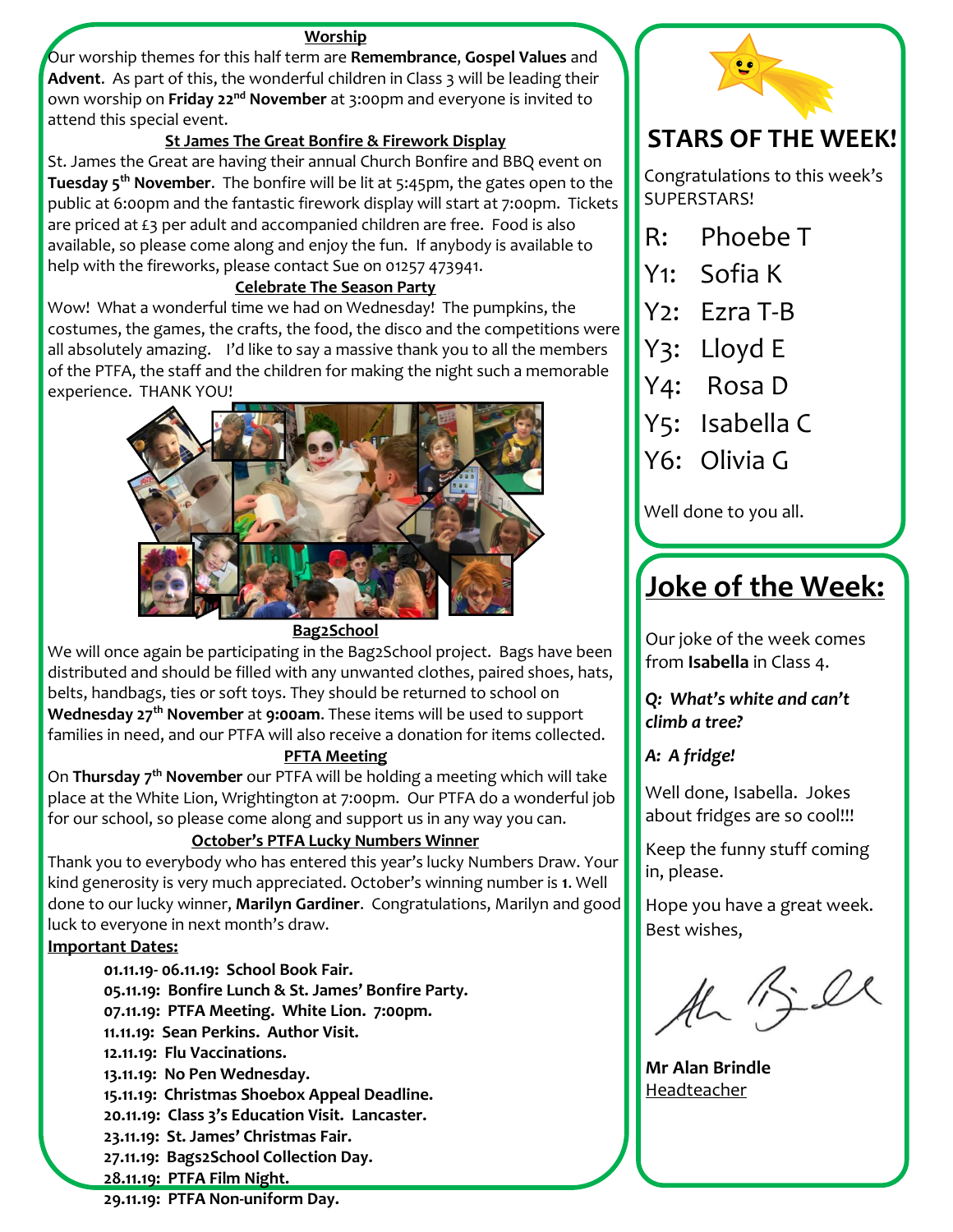## Worship

Our worship themes for this half term are **Remembrance**, **Gospel Values** and **Advent**. As part of this, the wonderful children in Class 3 will be leading their own worship on **Friday 22nd November** at 3:00pm and everyone is invited to attend this special event.

## St James The Great Bonfire & Firework Display

St. James the Great are having their annual Church Bonfire and BBQ event on **Tuesday 5th November**. The bonfire will be lit at 5:45pm, the gates open to the public at 6:00pm and the fantastic firework display will start at 7:00pm. Tickets are priced at £3 per adult and accompanied children are free. Food is also available, so please come along and enjoy the fun. If anybody is available to help with the fireworks, please contact Sue on 01257 473941.

## Celebrate The Season Party

Wow! What a wonderful time we had on Wednesday! The pumpkins, the costumes, the games, the crafts, the food, the disco and the competitions were all absolutely amazing. I'd like to say a massive thank you to all the members of the PTFA, the staff and the children for making the night such a memorable experience. THANK YOU!

## Bag2School

We will once again be participating in the Bag2School project. Bags have been distributed and should be filled with any unwanted clothes, paired shoes, hats, belts, handbags, ties or soft toys. They should be returned to school on **Wednesday 27th November** at **9:00am**. These items will be used to support families in need, and our PTFA will also receive a donation for items collected.

## PFTA Meeting

On **Thursday 7th November** our PTFA will be holding a meeting which will take place at the White Lion, Wrightington at 7:00pm. Our PTFA do a wonderful job for our school, so please come along and support us in any way you can.

## October's PTFA Lucky Numbers Winner

Thank you to everybody who has entered this year's lucky Numbers Draw. Your kind generosity is very much appreciated. October's winning number is **1**. Well done to our lucky winner, **Marilyn Gardiner**. Congratulations, Marilyn and good luck to everyone in next month's draw.

## Important Dates:

- **01.11.19- 06.11.19: School Book Fair.**
- **05.11.19: Bonfire Lunch & St. James' Bonfire Party.**
- **07.11.19: PTFA Meeting. White Lion. 7:00pm.**
- **11.11.19: Sean Perkins. Author Visit.**
- **12.11.19: Flu Vaccinations.**
- **13.11.19: No Pen Wednesday.**
- **15.11.19: Christmas Shoebox Appeal Deadline.**
- **20.11.19: Class 3's Education Visit. Lancaster.**
- **23.11.19: St. James' Christmas Fair.**
- **27.11.19: Bags2School Collection Day.**
- **28.11.19: PTFA Film Night.**
- **29.11.19: PTFA Non-uniform Day.**

## STARS OF THE WEEK!

Congratulations to this week's SUPERSTARS!

- R: Phoebe T
- Y1: Sofia K
- Y2: Ezra T-B
- Y3: Lloyd E
- Y4: Rosa D
- Y5: Isabella C
- Y6: Olivia G

Well done to you all.

## Joke of the Week:

Our joke of the week comes from **Isabella** in Class 4.

***Q: What's white and can't climb a tree?***

***A: A fridge!***

Well done, Isabella. Jokes about fridges are so cool!!!

Keep the funny stuff coming in, please.

Hope you have a great week.
Best wishes,

**Mr Alan Brindle**
Headteacher